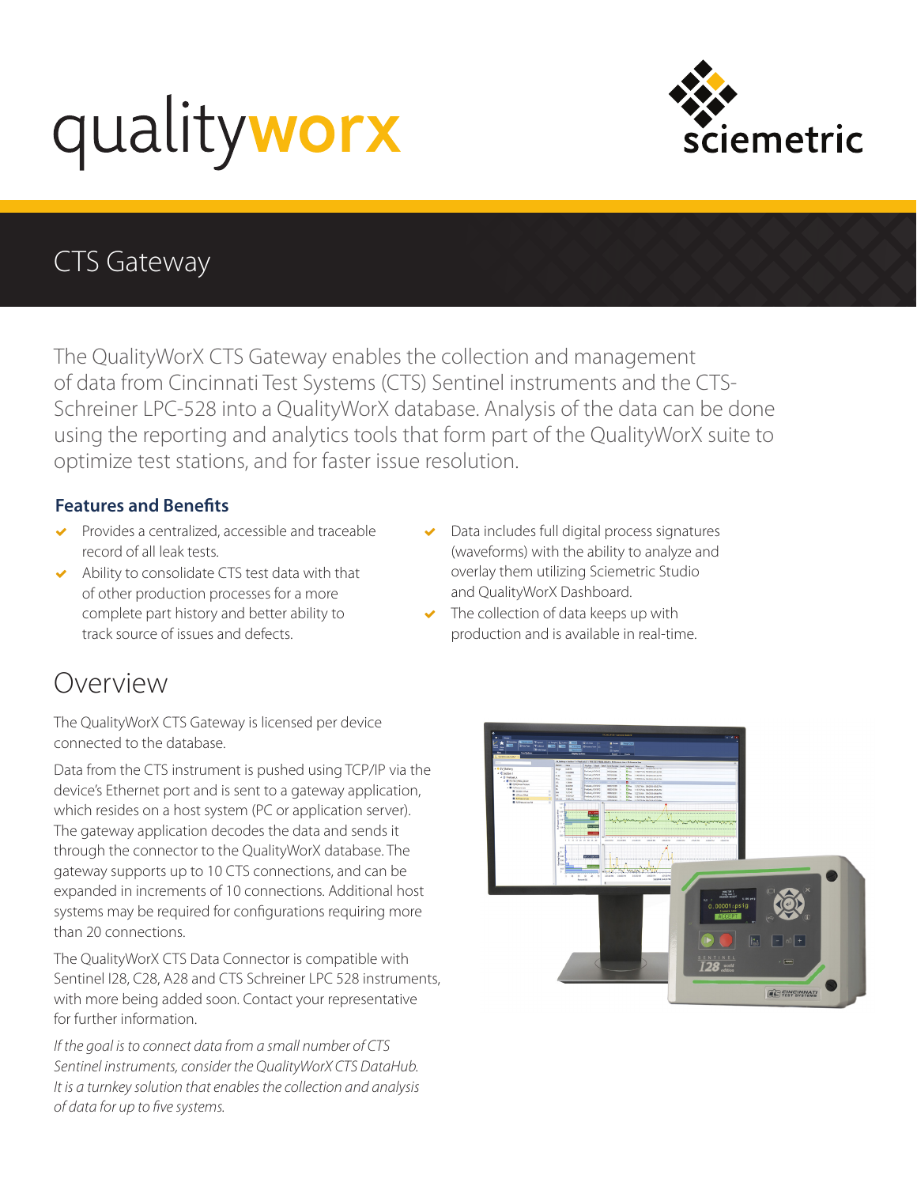# qualityworx

sciemetric

## CTS Gateway

The QualityWorX CTS Gateway enables the collection and management of data from Cincinnati Test Systems (CTS) Sentinel instruments and the CTS-Schreiner LPC-528 into a QualityWorX database. Analysis of the data can be done using the reporting and analytics tools that form part of the QualityWorX suite to optimize test stations, and for faster issue resolution.

### Features and Benefits

- Provides a centralized, accessible and traceable record of all leak tests.
- Ability to consolidate CTS test data with that of other production processes for a more complete part history and better ability to track source of issues and defects.
- Data includes full digital process signatures (waveforms) with the ability to analyze and overlay them utilizing Sciemetric Studio and QualityWorX Dashboard.
- The collection of data keeps up with production and is available in real-time.

## Overview

The QualityWorX CTS Gateway is licensed per device connected to the database.

Data from the CTS instrument is pushed using TCP/IP via the device's Ethernet port and is sent to a gateway application, which resides on a host system (PC or application server). The gateway application decodes the data and sends it through the connector to the QualityWorX database. The gateway supports up to 10 CTS connections, and can be expanded in increments of 10 connections. Additional host systems may be required for configurations requiring more than 20 connections.

The QualityWorX CTS Data Connector is compatible with Sentinel I28, C28, A28 and CTS Schreiner LPC 528 instruments, with more being added soon. Contact your representative for further information.

*If the goal is to connect data from a small number of CTS Sentinel instruments, consider the QualityWorX CTS DataHub. It is a turnkey solution that enables the collection and analysis of data for up to five systems.*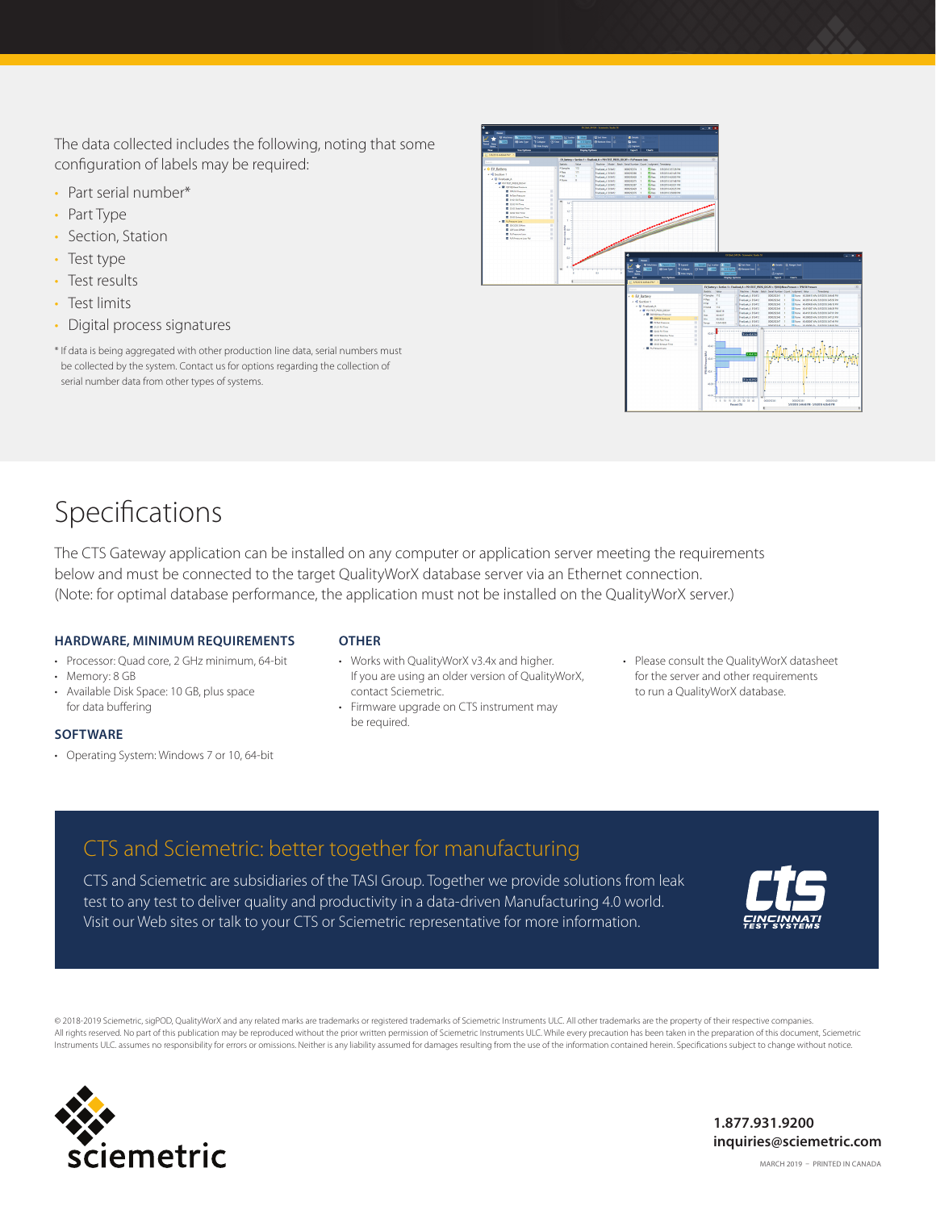The data collected includes the following, noting that some configuration of labels may be required:

- Part serial number*
- Part Type
- Section, Station
- Test type
- Test results
- Test limits
- Digital process signatures

\* If data is being aggregated with other production line data, serial numbers must be collected by the system. Contact us for options regarding the collection of serial number data from other types of systems.

# Specifications

The CTS Gateway application can be installed on any computer or application server meeting the requirements below and must be connected to the target QualityWorX database server via an Ethernet connection. (Note: for optimal database performance, the application must not be installed on the QualityWorX server.)

### HARDWARE, MINIMUM REQUIREMENTS

- Processor: Quad core, 2 GHz minimum, 64-bit
- Memory: 8 GB
- Available Disk Space: 10 GB, plus space for data buffering

### SOFTWARE

- Operating System: Windows 7 or 10, 64-bit

### OTHER

- Works with QualityWorX v3.4x and higher. If you are using an older version of QualityWorX, contact Sciemetric.
- Firmware upgrade on CTS instrument may be required.
- Please consult the QualityWorX datasheet for the server and other requirements to run a QualityWorX database.

## CTS and Sciemetric: better together for manufacturing

CTS and Sciemetric are subsidiaries of the TASI Group. Together we provide solutions from leak test to any test to deliver quality and productivity in a data-driven Manufacturing 4.0 world. Visit our Web sites or talk to your CTS or Sciemetric representative for more information.

CTS CINCINNATI TEST SYSTEMS

© 2018-2019 Sciemetric, sigPOD, QualityWorX and any related marks are trademarks or registered trademarks of Sciemetric Instruments ULC. All other trademarks are the property of their respective companies. All rights reserved. No part of this publication may be reproduced without the prior written permission of Sciemetric Instruments ULC. While every precaution has been taken in the preparation of this document, Sciemetric Instruments ULC. assumes no responsibility for errors or omissions. Neither is any liability assumed for damages resulting from the use of the information contained herein. Specifications subject to change without notice.

sciemetric

**1.877.931.9200**
**inquiries@sciemetric.com**

MARCH 2019 – PRINTED IN CANADA